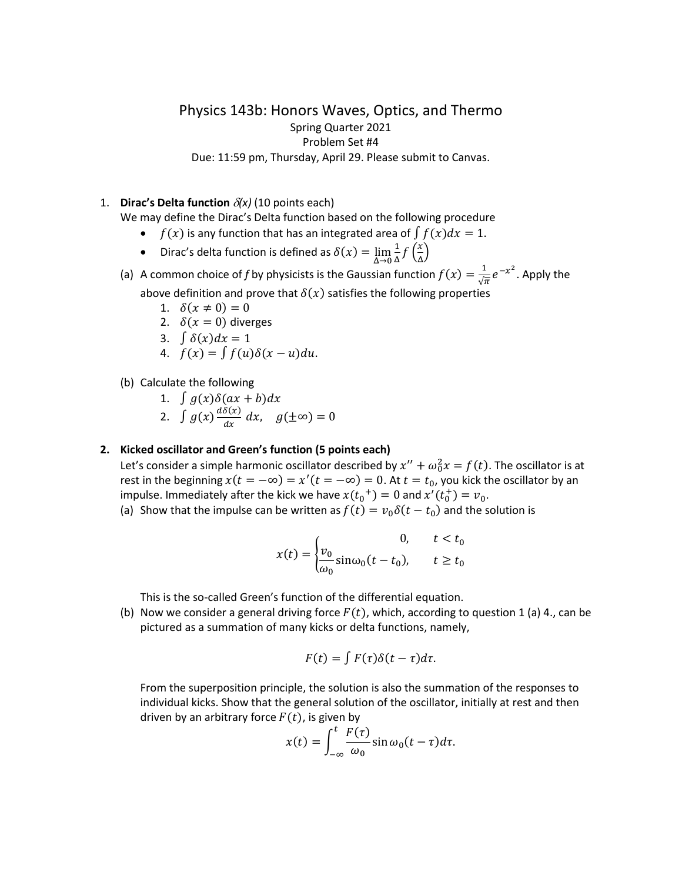# Physics 143b: Honors Waves, Optics, and Thermo

Spring Quarter 2021

Problem Set #4

Due: 11:59 pm, Thursday, April 29. Please submit to Canvas.

1. **Dirac's Delta function** *$\delta(x)$* (10 points each)

   We may define the Dirac's Delta function based on the following procedure

   - $f(x)$ is any function that has an integrated area of $\int f(x)dx = 1$.
   - Dirac's delta function is defined as $\delta(x) = \lim_{\Delta \to 0} \frac{1}{\Delta} f\left(\frac{x}{\Delta}\right)$

   (a) A common choice of *f* by physicists is the Gaussian function $f(x) = \frac{1}{\sqrt{\pi}} e^{-x^2}$. Apply the above definition and prove that $\delta(x)$ satisfies the following properties

   1. $\delta(x \neq 0) = 0$
   2. $\delta(x = 0)$ diverges
   3. $\int \delta(x)dx = 1$
   4. $f(x) = \int f(u)\delta(x-u)du$.

   (b) Calculate the following

   1. $\int g(x)\delta(ax+b)dx$
   2. $\int g(x)\frac{d\delta(x)}{dx}\,dx, \quad g(\pm\infty) = 0$

2. **Kicked oscillator and Green's function (5 points each)**

   Let's consider a simple harmonic oscillator described by $x'' + \omega_0^2 x = f(t)$. The oscillator is at rest in the beginning $x(t=-\infty) = x'(t=-\infty) = 0$. At $t = t_0$, you kick the oscillator by an impulse. Immediately after the kick we have $x(t_0{}^+) = 0$ and $x'(t_0^+) = v_0$.

   (a) Show that the impulse can be written as $f(t) = v_0\delta(t-t_0)$ and the solution is

   $$x(t) = \begin{cases} 0, & t < t_0 \\ \dfrac{v_0}{\omega_0}\sin\omega_0(t-t_0), & t \geq t_0 \end{cases}$$

   This is the so-called Green's function of the differential equation.

   (b) Now we consider a general driving force $F(t)$, which, according to question 1 (a) 4., can be pictured as a summation of many kicks or delta functions, namely,

   $$F(t) = \int F(\tau)\delta(t-\tau)d\tau.$$

   From the superposition principle, the solution is also the summation of the responses to individual kicks. Show that the general solution of the oscillator, initially at rest and then driven by an arbitrary force $F(t)$, is given by

   $$x(t) = \int_{-\infty}^{t} \frac{F(\tau)}{\omega_0}\sin\omega_0(t-\tau)d\tau.$$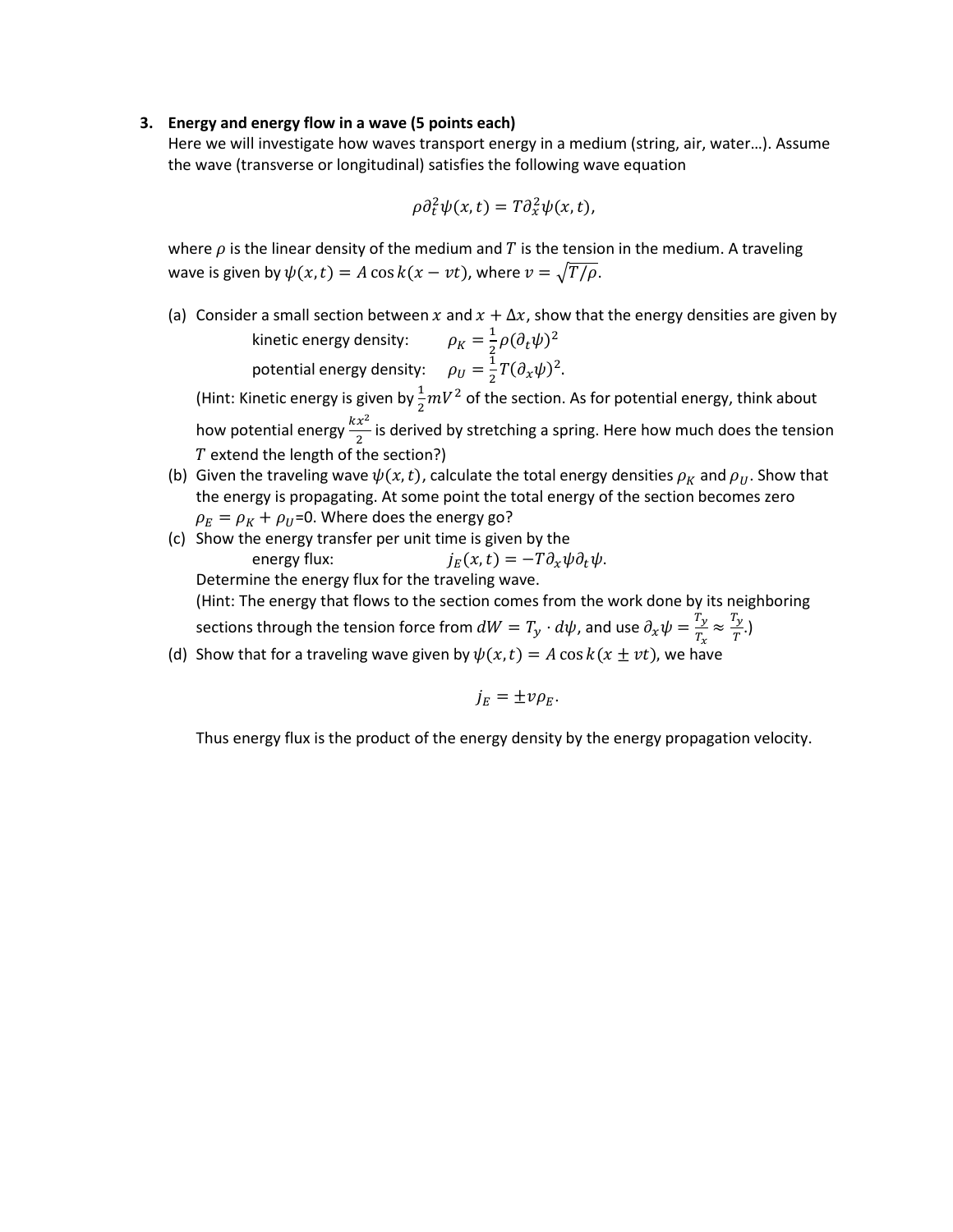**3. Energy and energy flow in a wave (5 points each)**

Here we will investigate how waves transport energy in a medium (string, air, water…). Assume the wave (transverse or longitudinal) satisfies the following wave equation

$$\rho \partial_t^2 \psi(x,t) = T \partial_x^2 \psi(x,t),$$

where $\rho$ is the linear density of the medium and $T$ is the tension in the medium. A traveling wave is given by $\psi(x,t) = A\cos k(x - vt)$, where $v = \sqrt{T/\rho}$.

(a) Consider a small section between $x$ and $x + \Delta x$, show that the energy densities are given by

kinetic energy density: $\rho_K = \frac{1}{2}\rho(\partial_t \psi)^2$

potential energy density: $\rho_U = \frac{1}{2}T(\partial_x \psi)^2$.

(Hint: Kinetic energy is given by $\frac{1}{2}mV^2$ of the section. As for potential energy, think about how potential energy $\frac{kx^2}{2}$ is derived by stretching a spring. Here how much does the tension $T$ extend the length of the section?)

(b) Given the traveling wave $\psi(x,t)$, calculate the total energy densities $\rho_K$ and $\rho_U$. Show that the energy is propagating. At some point the total energy of the section becomes zero $\rho_E = \rho_K + \rho_U = 0$. Where does the energy go?

(c) Show the energy transfer per unit time is given by the

energy flux: $j_E(x,t) = -T\partial_x \psi \partial_t \psi$.

Determine the energy flux for the traveling wave.

(Hint: The energy that flows to the section comes from the work done by its neighboring sections through the tension force from $dW = T_y \cdot d\psi$, and use $\partial_x \psi = \frac{T_y}{T_x} \approx \frac{T_y}{T}$.)

(d) Show that for a traveling wave given by $\psi(x,t) = A\cos k(x \pm vt)$, we have

$$j_E = \pm v \rho_E.$$

Thus energy flux is the product of the energy density by the energy propagation velocity.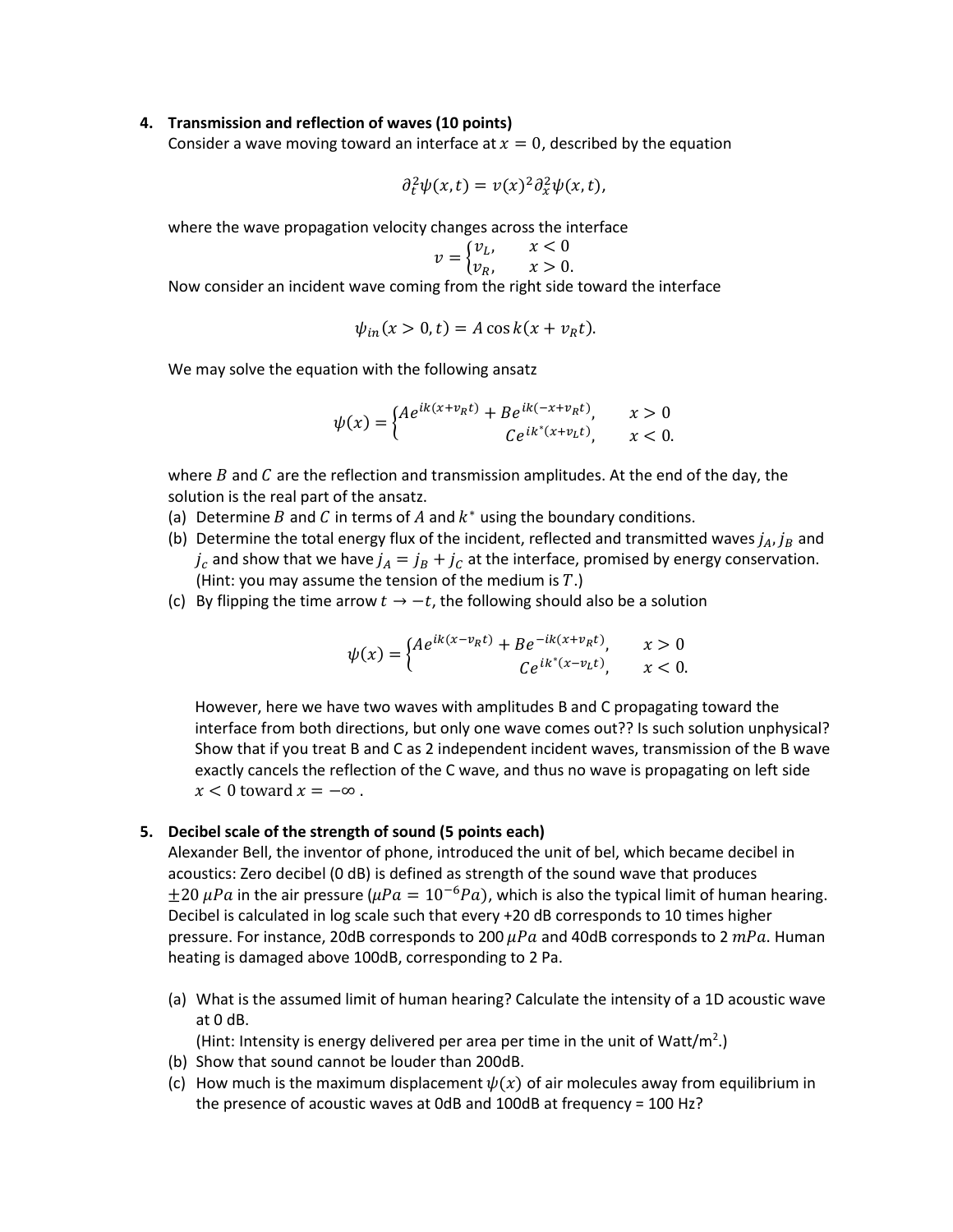4. **Transmission and reflection of waves (10 points)**

   Consider a wave moving toward an interface at $x = 0$, described by the equation

$$\partial_t^2 \psi(x,t) = v(x)^2 \partial_x^2 \psi(x,t),$$

   where the wave propagation velocity changes across the interface

$$v = \begin{cases} v_L, & x < 0 \\ v_R, & x > 0. \end{cases}$$

   Now consider an incident wave coming from the right side toward the interface

$$\psi_{in}(x > 0, t) = A \cos k(x + v_R t).$$

   We may solve the equation with the following ansatz

$$\psi(x) = \begin{cases} Ae^{ik(x+v_R t)} + Be^{ik(-x+v_R t)}, & x > 0 \\ Ce^{ik^*(x+v_L t)}, & x < 0. \end{cases}$$

   where $B$ and $C$ are the reflection and transmission amplitudes. At the end of the day, the solution is the real part of the ansatz.

   (a) Determine $B$ and $C$ in terms of $A$ and $k^*$ using the boundary conditions.

   (b) Determine the total energy flux of the incident, reflected and transmitted waves $j_A$, $j_B$ and $j_C$ and show that we have $j_A = j_B + j_C$ at the interface, promised by energy conservation. (Hint: you may assume the tension of the medium is $T$.)

   (c) By flipping the time arrow $t \to -t$, the following should also be a solution

$$\psi(x) = \begin{cases} Ae^{ik(x-v_R t)} + Be^{-ik(x+v_R t)}, & x > 0 \\ Ce^{ik^*(x-v_L t)}, & x < 0. \end{cases}$$

   However, here we have two waves with amplitudes B and C propagating toward the interface from both directions, but only one wave comes out?? Is such solution unphysical? Show that if you treat B and C as 2 independent incident waves, transmission of the B wave exactly cancels the reflection of the C wave, and thus no wave is propagating on left side $x < 0$ toward $x = -\infty$.

5. **Decibel scale of the strength of sound (5 points each)**

   Alexander Bell, the inventor of phone, introduced the unit of bel, which became decibel in acoustics: Zero decibel (0 dB) is defined as strength of the sound wave that produces $\pm 20\ \mu Pa$ in the air pressure ($\mu Pa = 10^{-6} Pa$), which is also the typical limit of human hearing. Decibel is calculated in log scale such that every +20 dB corresponds to 10 times higher pressure. For instance, 20dB corresponds to 200 $\mu Pa$ and 40dB corresponds to 2 $mPa$. Human heating is damaged above 100dB, corresponding to 2 Pa.

   (a) What is the assumed limit of human hearing? Calculate the intensity of a 1D acoustic wave at 0 dB.
   (Hint: Intensity is energy delivered per area per time in the unit of Watt/m$^2$.)

   (b) Show that sound cannot be louder than 200dB.

   (c) How much is the maximum displacement $\psi(x)$ of air molecules away from equilibrium in the presence of acoustic waves at 0dB and 100dB at frequency = 100 Hz?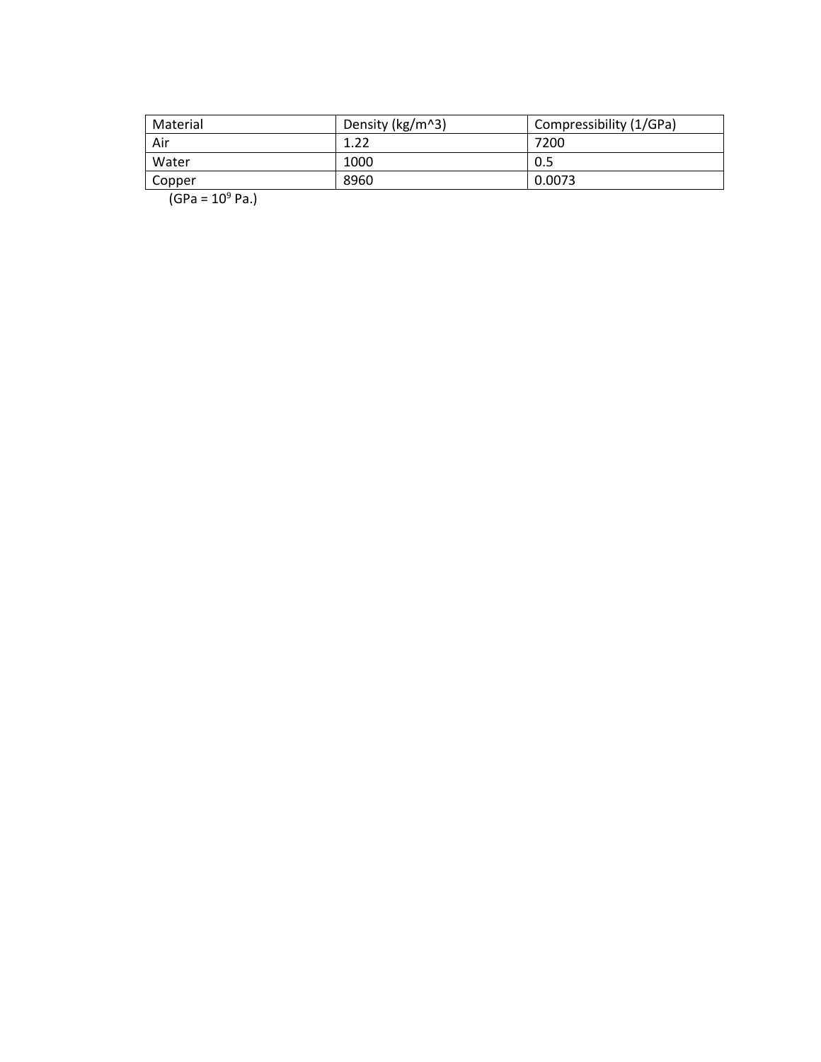| Material | Density (kg/m^3) | Compressibility (1/GPa) |
|---|---|---|
| Air | 1.22 | 7200 |
| Water | 1000 | 0.5 |
| Copper | 8960 | 0.0073 |

(GPa = $10^9$ Pa.)